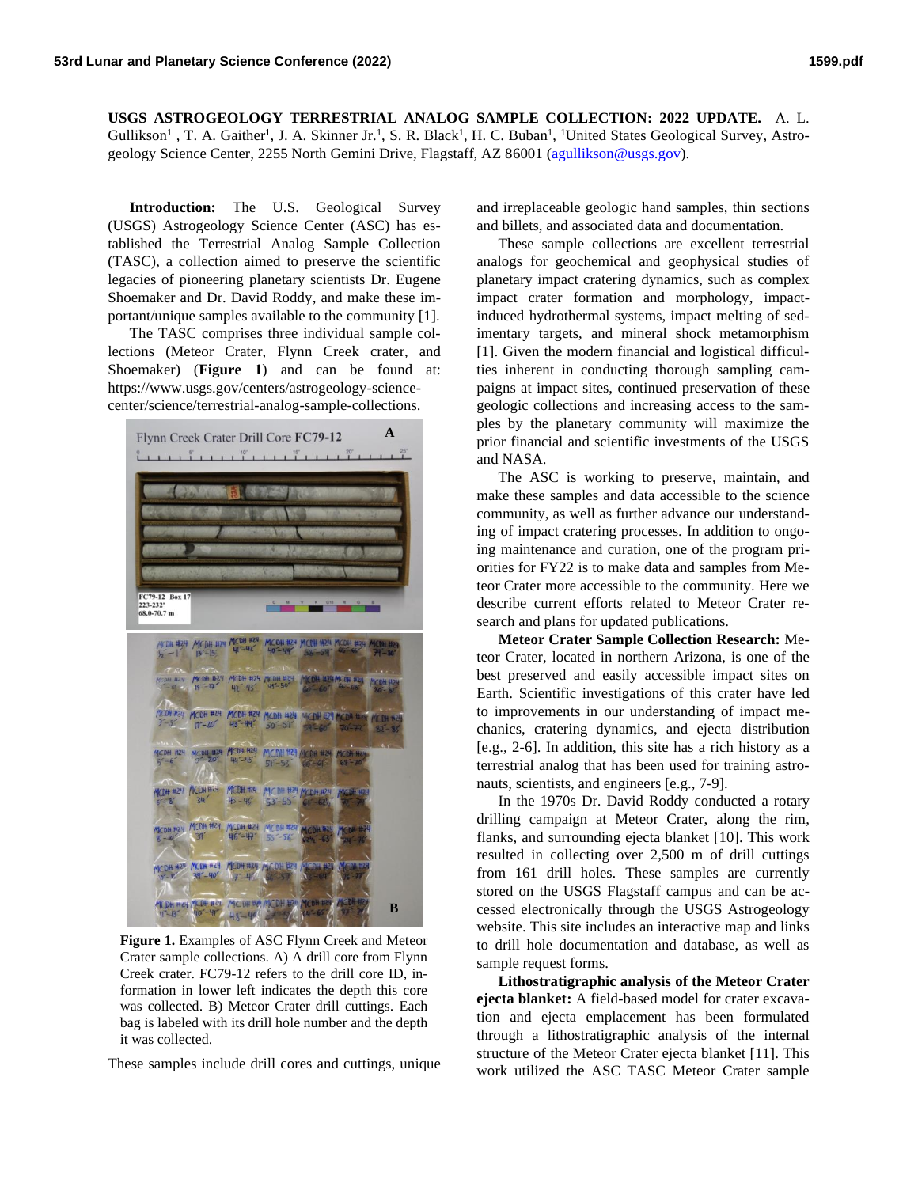**USGS ASTROGEOLOGY TERRESTRIAL ANALOG SAMPLE COLLECTION: 2022 UPDATE.** A. L. Gullikson[1], T. A. Gaither[1], J. A. Skinner Jr.[1], S. R. Black[1], H. C. Buban[1], [1]United States Geological Survey, Astrogeology Science Center, 2255 North Gemini Drive, Flagstaff, AZ 86001 (agullikson@usgs.gov).

**Introduction:** The U.S. Geological Survey (USGS) Astrogeology Science Center (ASC) has established the Terrestrial Analog Sample Collection (TASC), a collection aimed to preserve the scientific legacies of pioneering planetary scientists Dr. Eugene Shoemaker and Dr. David Roddy, and make these important/unique samples available to the community [1].

The TASC comprises three individual sample collections (Meteor Crater, Flynn Creek crater, and Shoemaker) (**Figure 1**) and can be found at: https://www.usgs.gov/centers/astrogeology-science-center/science/terrestrial-analog-sample-collections.

**Figure 1.** Examples of ASC Flynn Creek and Meteor Crater sample collections. A) A drill core from Flynn Creek crater. FC79-12 refers to the drill core ID, information in lower left indicates the depth this core was collected. B) Meteor Crater drill cuttings. Each bag is labeled with its drill hole number and the depth it was collected.

These samples include drill cores and cuttings, unique and irreplaceable geologic hand samples, thin sections and billets, and associated data and documentation.

These sample collections are excellent terrestrial analogs for geochemical and geophysical studies of planetary impact cratering dynamics, such as complex impact crater formation and morphology, impact-induced hydrothermal systems, impact melting of sedimentary targets, and mineral shock metamorphism [1]. Given the modern financial and logistical difficulties inherent in conducting thorough sampling campaigns at impact sites, continued preservation of these geologic collections and increasing access to the samples by the planetary community will maximize the prior financial and scientific investments of the USGS and NASA.

The ASC is working to preserve, maintain, and make these samples and data accessible to the science community, as well as further advance our understanding of impact cratering processes. In addition to ongoing maintenance and curation, one of the program priorities for FY22 is to make data and samples from Meteor Crater more accessible to the community. Here we describe current efforts related to Meteor Crater research and plans for updated publications.

**Meteor Crater Sample Collection Research:** Meteor Crater, located in northern Arizona, is one of the best preserved and easily accessible impact sites on Earth. Scientific investigations of this crater have led to improvements in our understanding of impact mechanics, cratering dynamics, and ejecta distribution [e.g., 2-6]. In addition, this site has a rich history as a terrestrial analog that has been used for training astronauts, scientists, and engineers [e.g., 7-9].

In the 1970s Dr. David Roddy conducted a rotary drilling campaign at Meteor Crater, along the rim, flanks, and surrounding ejecta blanket [10]. This work resulted in collecting over 2,500 m of drill cuttings from 161 drill holes. These samples are currently stored on the USGS Flagstaff campus and can be accessed electronically through the USGS Astrogeology website. This site includes an interactive map and links to drill hole documentation and database, as well as sample request forms.

**Lithostratigraphic analysis of the Meteor Crater ejecta blanket:** A field-based model for crater excavation and ejecta emplacement has been formulated through a lithostratigraphic analysis of the internal structure of the Meteor Crater ejecta blanket [11]. This work utilized the ASC TASC Meteor Crater sample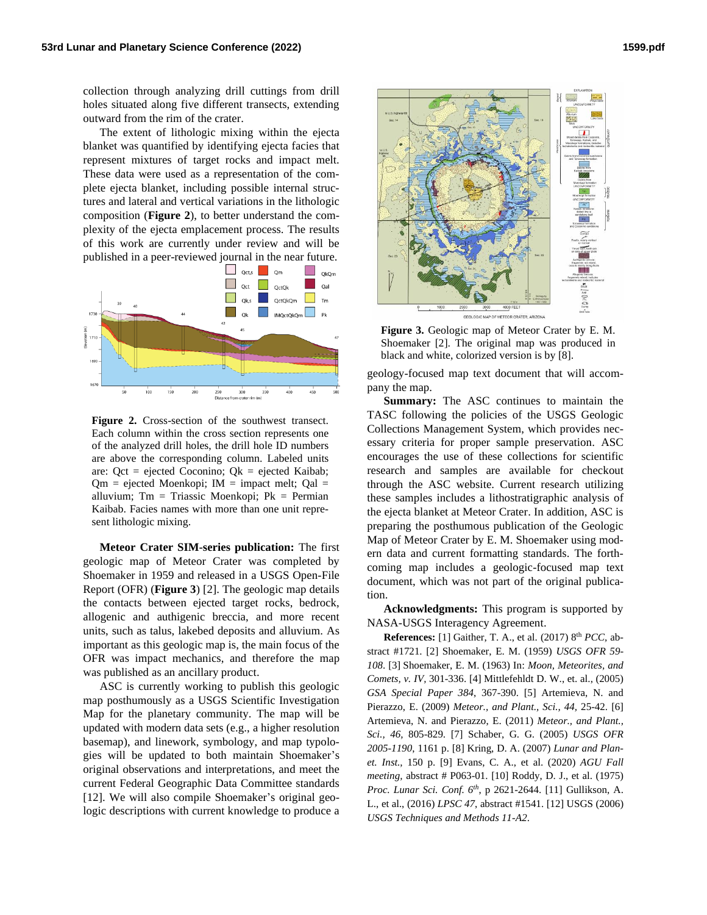collection through analyzing drill cuttings from drill holes situated along five different transects, extending outward from the rim of the crater.

The extent of lithologic mixing within the ejecta blanket was quantified by identifying ejecta facies that represent mixtures of target rocks and impact melt. These data were used as a representation of the complete ejecta blanket, including possible internal structures and lateral and vertical variations in the lithologic composition (**Figure 2**), to better understand the complexity of the ejecta emplacement process. The results of this work are currently under review and will be published in a peer-reviewed journal in the near future.

Qct,s Qm QkQm
Qct QctQk Qal
Qk,s QctQkQm Tm
Qk IMQctQkQm Pk

39 40 44 42 45 47

1730
1710
1690
1670

Elevation (m)

50 100 150 200 250 300 350 400 450 500
Distance from crater rim (m)

**Figure 2.** Cross-section of the southwest transect. Each column within the cross section represents one of the analyzed drill holes, the drill hole ID numbers are above the corresponding column. Labeled units are: Qct = ejected Coconino; Qk = ejected Kaibab; Qm = ejected Moenkopi; IM = impact melt; Qal = alluvium; Tm = Triassic Moenkopi; Pk = Permian Kaibab. Facies names with more than one unit represent lithologic mixing.

**Meteor Crater SIM-series publication:** The first geologic map of Meteor Crater was completed by Shoemaker in 1959 and released in a USGS Open-File Report (OFR) (**Figure 3**) [2]. The geologic map details the contacts between ejected target rocks, bedrock, allogenic and authigenic breccia, and more recent units, such as talus, lakebed deposits and alluvium. As important as this geologic map is, the main focus of the OFR was impact mechanics, and therefore the map was published as an ancillary product.

ASC is currently working to publish this geologic map posthumously as a USGS Scientific Investigation Map for the planetary community. The map will be updated with modern data sets (e.g., a higher resolution basemap), and linework, symbology, and map typologies will be updated to both maintain Shoemaker's original observations and interpretations, and meet the current Federal Geographic Data Committee standards [12]. We will also compile Shoemaker's original geologic descriptions with current knowledge to produce a geology-focused map text document that will accompany the map.

GEOLOGIC MAP OF METEOR CRATER, ARIZONA

EXPLANATION

**Figure 3.** Geologic map of Meteor Crater by E. M. Shoemaker [2]. The original map was produced in black and white, colorized version is by [8].

**Summary:** The ASC continues to maintain the TASC following the policies of the USGS Geologic Collections Management System, which provides necessary criteria for proper sample preservation. ASC encourages the use of these collections for scientific research and samples are available for checkout through the ASC website. Current research utilizing these samples includes a lithostratigraphic analysis of the ejecta blanket at Meteor Crater. In addition, ASC is preparing the posthumous publication of the Geologic Map of Meteor Crater by E. M. Shoemaker using modern data and current formatting standards. The forthcoming map includes a geologic-focused map text document, which was not part of the original publication.

**Acknowledgments:** This program is supported by NASA-USGS Interagency Agreement.

**References:** [1] Gaither, T. A., et al. (2017) 8th *PCC*, abstract #1721. [2] Shoemaker, E. M. (1959) *USGS OFR 59-108*. [3] Shoemaker, E. M. (1963) In: *Moon, Meteorites, and Comets, v. IV*, 301-336. [4] Mittlefehldt D. W., et. al., (2005) *GSA Special Paper 384*, 367-390. [5] Artemieva, N. and Pierazzo, E. (2009) *Meteor., and Plant., Sci., 44*, 25-42. [6] Artemieva, N. and Pierazzo, E. (2011) *Meteor., and Plant., Sci., 46*, 805-829. [7] Schaber, G. G. (2005) *USGS OFR 2005-1190*, 1161 p. [8] Kring, D. A. (2007) *Lunar and Planet. Inst.*, 150 p. [9] Evans, C. A., et al. (2020) *AGU Fall meeting*, abstract # P063-01. [10] Roddy, D. J., et al. (1975) *Proc. Lunar Sci. Conf. 6th*, p 2621-2644. [11] Gullikson, A. L., et al., (2016) *LPSC 47*, abstract #1541. [12] USGS (2006) *USGS Techniques and Methods 11-A2*.